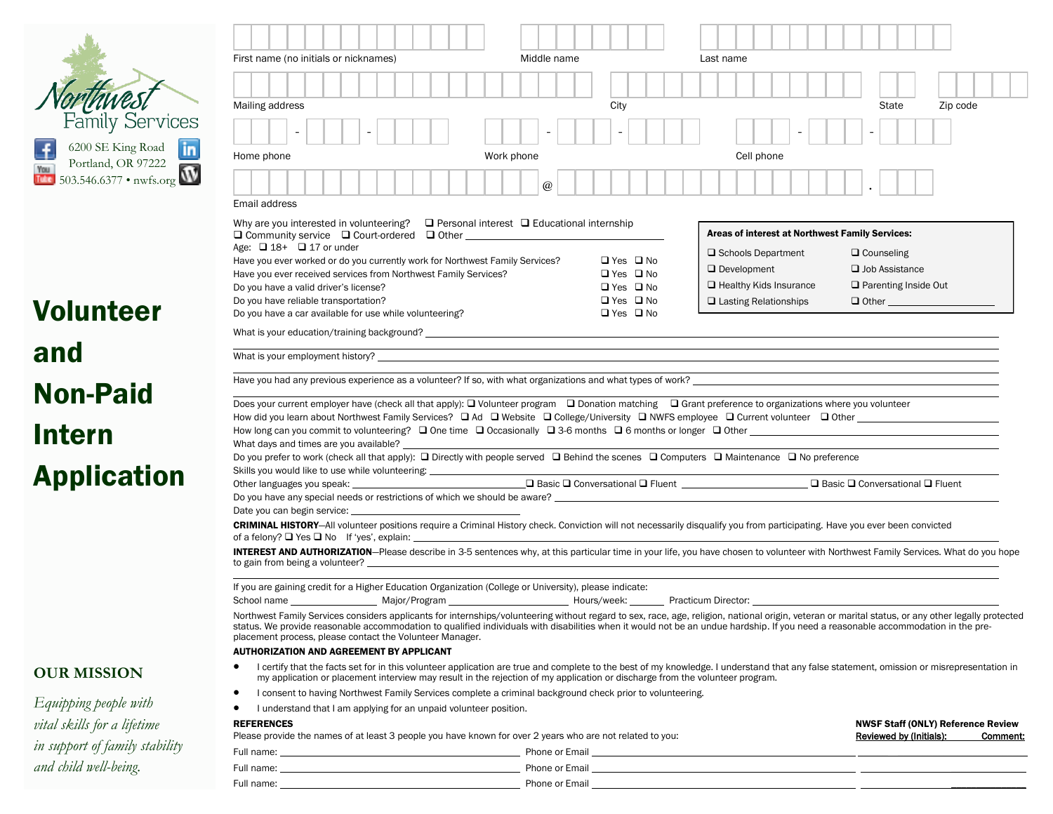Northwest Family Services

6200 SE King Road
Portland, OR 97222
503.546.6377 • nwfs.org

# Volunteer and Non-Paid Intern Application

First name (no initials or nicknames) ______ Middle name ______ Last name ______

Mailing address ______ City ______ State ______ Zip code ______

Home phone ___ - ___ - ____ Work phone ___ - ___ - ____ Cell phone ___ - ___ - ____

Email address ______ @ ______ . ___

Why are you interested in volunteering? ❑ Personal interest ❑ Educational internship ❑ Community service ❑ Court-ordered ❑ Other ______

Age: ❑ 18+ ❑ 17 or under

| Question | | |
|---|---|---|
| Have you ever worked or do you currently work for Northwest Family Services? | ❑ Yes | ❑ No |
| Have you ever received services from Northwest Family Services? | ❑ Yes | ❑ No |
| Do you have a valid driver's license? | ❑ Yes | ❑ No |
| Do you have reliable transportation? | ❑ Yes | ❑ No |
| Do you have a car available for use while volunteering? | ❑ Yes | ❑ No |

**Areas of interest at Northwest Family Services:**

| | |
|---|---|
| ❑ Schools Department | ❑ Counseling |
| ❑ Development | ❑ Job Assistance |
| ❑ Healthy Kids Insurance | ❑ Parenting Inside Out |
| ❑ Lasting Relationships | ❑ Other ______ |

What is your education/training background? ______

What is your employment history? ______

Have you had any previous experience as a volunteer? If so, with what organizations and what types of work? ______

Does your current employer have (check all that apply): ❑ Volunteer program ❑ Donation matching ❑ Grant preference to organizations where you volunteer

How did you learn about Northwest Family Services? ❑ Ad ❑ Website ❑ College/University ❑ NWFS employee ❑ Current volunteer ❑ Other ______

How long can you commit to volunteering? ❑ One time ❑ Occasionally ❑ 3-6 months ❑ 6 months or longer ❑ Other ______

What days and times are you available? ______

Do you prefer to work (check all that apply): ❑ Directly with people served ❑ Behind the scenes ❑ Computers ❑ Maintenance ❑ No preference

Skills you would like to use while volunteering: ______

Other languages you speak: ______ ❑ Basic ❑ Conversational ❑ Fluent ______ ❑ Basic ❑ Conversational ❑ Fluent

Do you have any special needs or restrictions of which we should be aware? ______

Date you can begin service: ______

**CRIMINAL HISTORY**—All volunteer positions require a Criminal History check. Conviction will not necessarily disqualify you from participating. Have you ever been convicted of a felony? ❑ Yes ❑ No If 'yes', explain: ______

**INTEREST AND AUTHORIZATION**—Please describe in 3-5 sentences why, at this particular time in your life, you have chosen to volunteer with Northwest Family Services. What do you hope to gain from being a volunteer? ______

If you are gaining credit for a Higher Education Organization (College or University), please indicate:

School name ______ Major/Program ______ Hours/week: ______ Practicum Director: ______

Northwest Family Services considers applicants for internships/volunteering without regard to sex, race, age, religion, national origin, veteran or marital status, or any other legally protected status. We provide reasonable accommodation to qualified individuals with disabilities when it would not be an undue hardship. If you need a reasonable accommodation in the pre-placement process, please contact the Volunteer Manager.

**AUTHORIZATION AND AGREEMENT BY APPLICANT**

- I certify that the facts set for in this volunteer application are true and complete to the best of my knowledge. I understand that any false statement, omission or misrepresentation in my application or placement interview may result in the rejection of my application or discharge from the volunteer program.
- I consent to having Northwest Family Services complete a criminal background check prior to volunteering.
- I understand that I am applying for an unpaid volunteer position.

**REFERENCES**

Please provide the names of at least 3 people you have known for over 2 years who are not related to you:

| Full name | Phone or Email | **NWSF Staff (ONLY) Reference Review** Reviewed by (Initials): | Comment: |
|---|---|---|---|
| Full name: ______ | Phone or Email ______ | | |
| Full name: ______ | Phone or Email ______ | | |
| Full name: ______ | Phone or Email ______ | | |

**OUR MISSION**

*Equipping people with vital skills for a lifetime in support of family stability and child well-being.*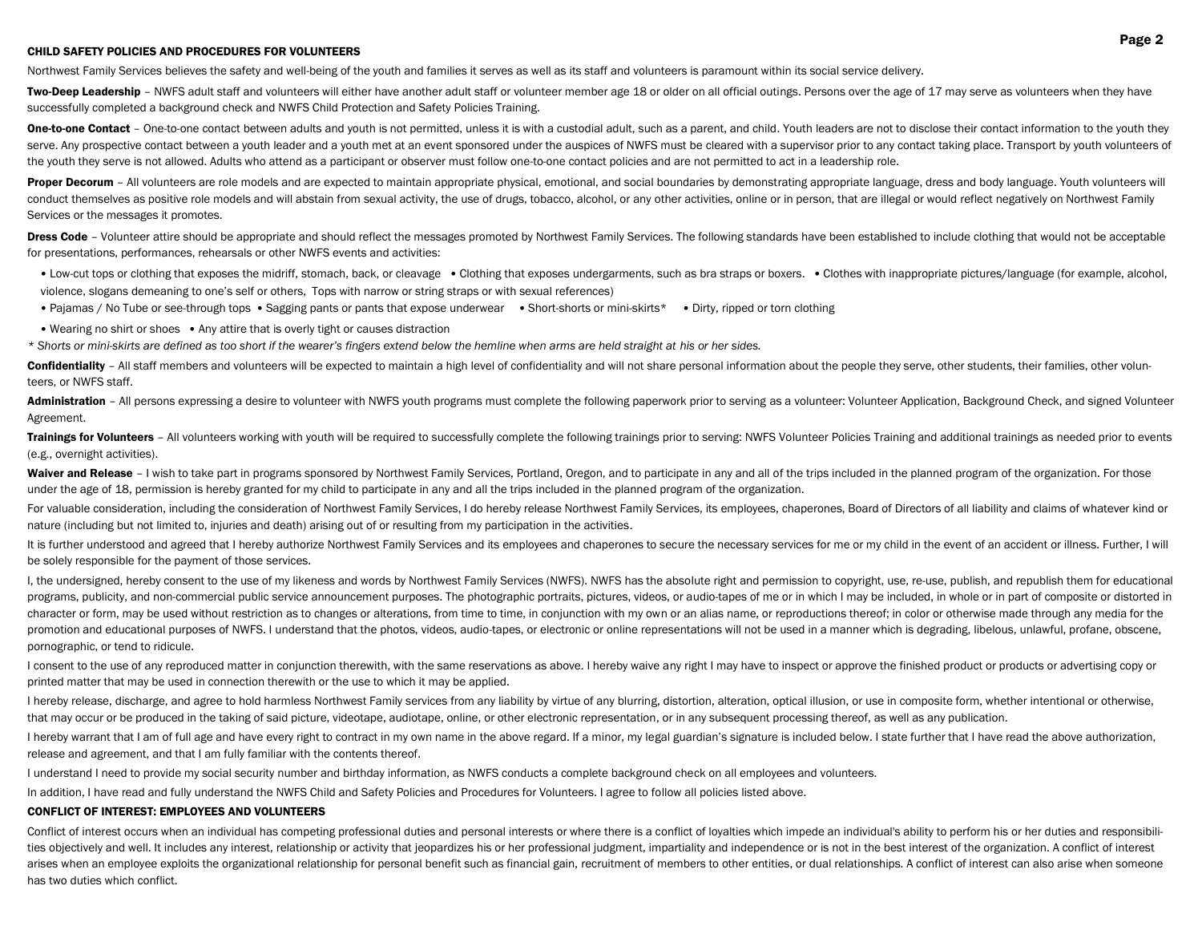## CHILD SAFETY POLICIES AND PROCEDURES FOR VOLUNTEERS

Northwest Family Services believes the safety and well-being of the youth and families it serves as well as its staff and volunteers is paramount within its social service delivery.

**Two-Deep Leadership** – NWFS adult staff and volunteers will either have another adult staff or volunteer member age 18 or older on all official outings. Persons over the age of 17 may serve as volunteers when they have successfully completed a background check and NWFS Child Protection and Safety Policies Training.

**One-to-one Contact** – One-to-one contact between adults and youth is not permitted, unless it is with a custodial adult, such as a parent, and child. Youth leaders are not to disclose their contact information to the youth they serve. Any prospective contact between a youth leader and a youth met at an event sponsored under the auspices of NWFS must be cleared with a supervisor prior to any contact taking place. Transport by youth volunteers of the youth they serve is not allowed. Adults who attend as a participant or observer must follow one-to-one contact policies and are not permitted to act in a leadership role.

**Proper Decorum** – All volunteers are role models and are expected to maintain appropriate physical, emotional, and social boundaries by demonstrating appropriate language, dress and body language. Youth volunteers will conduct themselves as positive role models and will abstain from sexual activity, the use of drugs, tobacco, alcohol, or any other activities, online or in person, that are illegal or would reflect negatively on Northwest Family Services or the messages it promotes.

**Dress Code** – Volunteer attire should be appropriate and should reflect the messages promoted by Northwest Family Services. The following standards have been established to include clothing that would not be acceptable for presentations, performances, rehearsals or other NWFS events and activities:

- Low-cut tops or clothing that exposes the midriff, stomach, back, or cleavage
- Clothing that exposes undergarments, such as bra straps or boxers.
- Clothes with inappropriate pictures/language (for example, alcohol, violence, slogans demeaning to one's self or others, Tops with narrow or string straps or with sexual references)
- Pajamas / No Tube or see-through tops
- Sagging pants or pants that expose underwear
- Short-shorts or mini-skirts*
- Dirty, ripped or torn clothing
- Wearing no shirt or shoes
- Any attire that is overly tight or causes distraction

*\* Shorts or mini-skirts are defined as too short if the wearer's fingers extend below the hemline when arms are held straight at his or her sides.*

**Confidentiality** – All staff members and volunteers will be expected to maintain a high level of confidentiality and will not share personal information about the people they serve, other students, their families, other volunteers, or NWFS staff.

**Administration** – All persons expressing a desire to volunteer with NWFS youth programs must complete the following paperwork prior to serving as a volunteer: Volunteer Application, Background Check, and signed Volunteer Agreement.

**Trainings for Volunteers** – All volunteers working with youth will be required to successfully complete the following trainings prior to serving: NWFS Volunteer Policies Training and additional trainings as needed prior to events (e.g., overnight activities).

**Waiver and Release** – I wish to take part in programs sponsored by Northwest Family Services, Portland, Oregon, and to participate in any and all of the trips included in the planned program of the organization. For those under the age of 18, permission is hereby granted for my child to participate in any and all the trips included in the planned program of the organization.

For valuable consideration, including the consideration of Northwest Family Services, I do hereby release Northwest Family Services, its employees, chaperones, Board of Directors of all liability and claims of whatever kind or nature (including but not limited to, injuries and death) arising out of or resulting from my participation in the activities.

It is further understood and agreed that I hereby authorize Northwest Family Services and its employees and chaperones to secure the necessary services for me or my child in the event of an accident or illness. Further, I will be solely responsible for the payment of those services.

I, the undersigned, hereby consent to the use of my likeness and words by Northwest Family Services (NWFS). NWFS has the absolute right and permission to copyright, use, re-use, publish, and republish them for educational programs, publicity, and non-commercial public service announcement purposes. The photographic portraits, pictures, videos, or audio-tapes of me or in which I may be included, in whole or in part of composite or distorted in character or form, may be used without restriction as to changes or alterations, from time to time, in conjunction with my own or an alias name, or reproductions thereof; in color or otherwise made through any media for the promotion and educational purposes of NWFS. I understand that the photos, videos, audio-tapes, or electronic or online representations will not be used in a manner which is degrading, libelous, unlawful, profane, obscene, pornographic, or tend to ridicule.

I consent to the use of any reproduced matter in conjunction therewith, with the same reservations as above. I hereby waive any right I may have to inspect or approve the finished product or products or advertising copy or printed matter that may be used in connection therewith or the use to which it may be applied.

I hereby release, discharge, and agree to hold harmless Northwest Family services from any liability by virtue of any blurring, distortion, alteration, optical illusion, or use in composite form, whether intentional or otherwise, that may occur or be produced in the taking of said picture, videotape, audiotape, online, or other electronic representation, or in any subsequent processing thereof, as well as any publication.

I hereby warrant that I am of full age and have every right to contract in my own name in the above regard. If a minor, my legal guardian's signature is included below. I state further that I have read the above authorization, release and agreement, and that I am fully familiar with the contents thereof.

I understand I need to provide my social security number and birthday information, as NWFS conducts a complete background check on all employees and volunteers.

In addition, I have read and fully understand the NWFS Child and Safety Policies and Procedures for Volunteers. I agree to follow all policies listed above.

## CONFLICT OF INTEREST: EMPLOYEES AND VOLUNTEERS

Conflict of interest occurs when an individual has competing professional duties and personal interests or where there is a conflict of loyalties which impede an individual's ability to perform his or her duties and responsibilities objectively and well. It includes any interest, relationship or activity that jeopardizes his or her professional judgment, impartiality and independence or is not in the best interest of the organization. A conflict of interest arises when an employee exploits the organizational relationship for personal benefit such as financial gain, recruitment of members to other entities, or dual relationships. A conflict of interest can also arise when someone has two duties which conflict.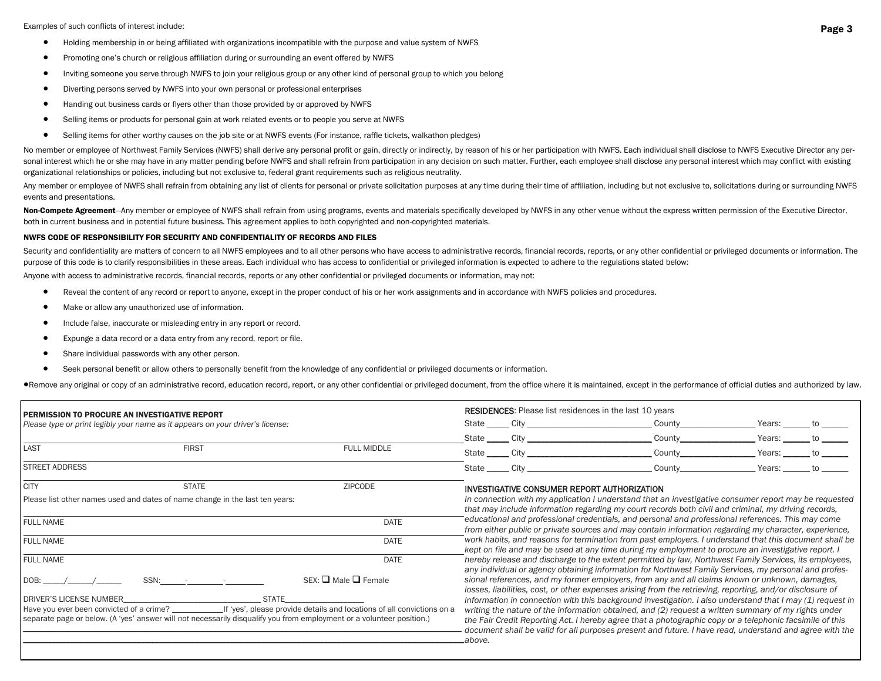Examples of such conflicts of interest include:

- Holding membership in or being affiliated with organizations incompatible with the purpose and value system of NWFS
- Promoting one's church or religious affiliation during or surrounding an event offered by NWFS
- Inviting someone you serve through NWFS to join your religious group or any other kind of personal group to which you belong
- Diverting persons served by NWFS into your own personal or professional enterprises
- Handing out business cards or flyers other than those provided by or approved by NWFS
- Selling items or products for personal gain at work related events or to people you serve at NWFS
- Selling items for other worthy causes on the job site or at NWFS events (For instance, raffle tickets, walkathon pledges)

No member or employee of Northwest Family Services (NWFS) shall derive any personal profit or gain, directly or indirectly, by reason of his or her participation with NWFS. Each individual shall disclose to NWFS Executive Director any personal interest which he or she may have in any matter pending before NWFS and shall refrain from participation in any decision on such matter. Further, each employee shall disclose any personal interest which may conflict with existing organizational relationships or policies, including but not exclusive to, federal grant requirements such as religious neutrality.

Any member or employee of NWFS shall refrain from obtaining any list of clients for personal or private solicitation purposes at any time during their time of affiliation, including but not exclusive to, solicitations during or surrounding NWFS events and presentations.

**Non-Compete Agreement**—Any member or employee of NWFS shall refrain from using programs, events and materials specifically developed by NWFS in any other venue without the express written permission of the Executive Director, both in current business and in potential future business. This agreement applies to both copyrighted and non-copyrighted materials.

### NWFS CODE OF RESPONSIBILITY FOR SECURITY AND CONFIDENTIALITY OF RECORDS AND FILES

Security and confidentiality are matters of concern to all NWFS employees and to all other persons who have access to administrative records, financial records, reports, or any other confidential or privileged documents or information. The purpose of this code is to clarify responsibilities in these areas. Each individual who has access to confidential or privileged information is expected to adhere to the regulations stated below:

Anyone with access to administrative records, financial records, reports or any other confidential or privileged documents or information, may not:

- Reveal the content of any record or report to anyone, except in the proper conduct of his or her work assignments and in accordance with NWFS policies and procedures.
- Make or allow any unauthorized use of information.
- Include false, inaccurate or misleading entry in any report or record.
- Expunge a data record or a data entry from any record, report or file.
- Share individual passwords with any other person.
- Seek personal benefit or allow others to personally benefit from the knowledge of any confidential or privileged documents or information.
- Remove any original or copy of an administrative record, education record, report, or any other confidential or privileged document, from the office where it is maintained, except in the performance of official duties and authorized by law.

### PERMISSION TO PROCURE AN INVESTIGATIVE REPORT

*Please type or print legibly your name as it appears on your driver's license:*

LAST ____________ FIRST ____________ FULL MIDDLE ____________

STREET ADDRESS ____________

CITY ____________ STATE ____________ ZIPCODE ____________

Please list other names used and dates of name change in the last ten years:

FULL NAME ____________ DATE ____________

FULL NAME ____________ DATE ____________

FULL NAME ____________ DATE ____________

DOB: _____/______/______ SSN:______-________-_________ SEX: ❑ Male ❑ Female

DRIVER'S LICENSE NUMBER______________________________ STATE_________________

Have you ever been convicted of a crime? ____________If 'yes', please provide details and locations of all convictions on a separate page or below. (A 'yes' answer will *not* necessarily disqualify you from employment or a volunteer position.)

________________________________________________________________________________

________________________________________________________________________________

**RESIDENCES**: Please list residences in the last 10 years

State _____ City ___________________________ County________________ Years: ______ to ______

State _____ City ___________________________ County________________ Years: ______ to ______

State _____ City ___________________________ County________________ Years: ______ to ______

State _____ City ___________________________ County________________ Years: ______ to ______

### INVESTIGATIVE CONSUMER REPORT AUTHORIZATION

*In connection with my application I understand that an investigative consumer report may be requested that may include information regarding my court records both civil and criminal, my driving records, educational and professional credentials, and personal and professional references. This may come from either public or private sources and may contain information regarding my character, experience, work habits, and reasons for termination from past employers. I understand that this document shall be kept on file and may be used at any time during my employment to procure an investigative report. I hereby release and discharge to the extent permitted by law, Northwest Family Services, its employees, any individual or agency obtaining information for Northwest Family Services, my personal and professional references, and my former employers, from any and all claims known or unknown, damages, losses, liabilities, cost, or other expenses arising from the retrieving, reporting, and/or disclosure of information in connection with this background investigation. I also understand that I may (1) request in writing the nature of the information obtained, and (2) request a written summary of my rights under the Fair Credit Reporting Act. I hereby agree that a photographic copy or a telephonic facsimile of this document shall be valid for all purposes present and future. I have read, understand and agree with the above.*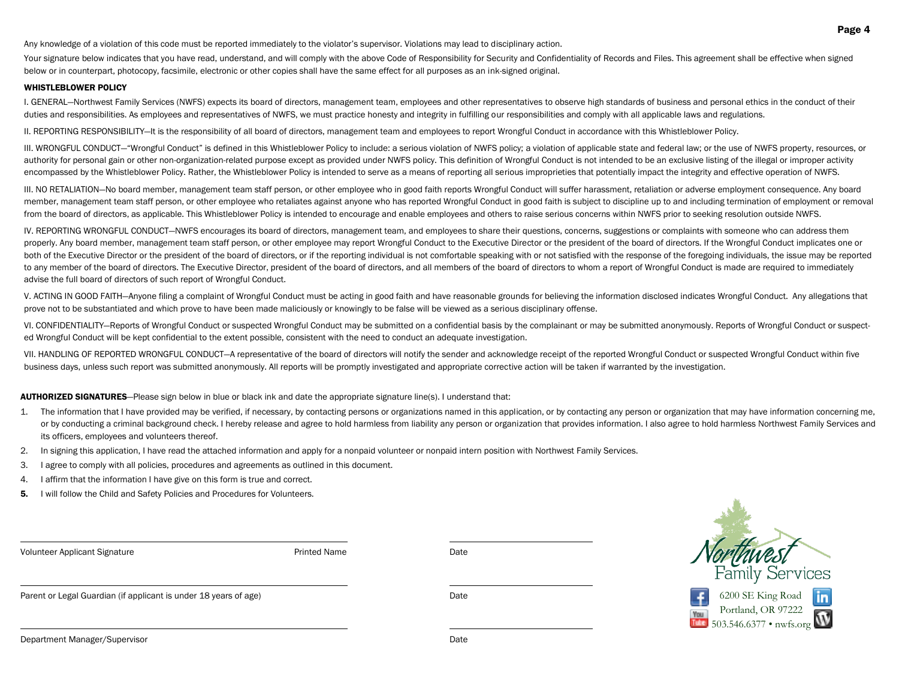Any knowledge of a violation of this code must be reported immediately to the violator's supervisor. Violations may lead to disciplinary action.

Your signature below indicates that you have read, understand, and will comply with the above Code of Responsibility for Security and Confidentiality of Records and Files. This agreement shall be effective when signed below or in counterpart, photocopy, facsimile, electronic or other copies shall have the same effect for all purposes as an ink-signed original.

**WHISTLEBLOWER POLICY**

I. GENERAL—Northwest Family Services (NWFS) expects its board of directors, management team, employees and other representatives to observe high standards of business and personal ethics in the conduct of their duties and responsibilities. As employees and representatives of NWFS, we must practice honesty and integrity in fulfilling our responsibilities and comply with all applicable laws and regulations.

II. REPORTING RESPONSIBILITY—It is the responsibility of all board of directors, management team and employees to report Wrongful Conduct in accordance with this Whistleblower Policy.

III. WRONGFUL CONDUCT—"Wrongful Conduct" is defined in this Whistleblower Policy to include: a serious violation of NWFS policy; a violation of applicable state and federal law; or the use of NWFS property, resources, or authority for personal gain or other non-organization-related purpose except as provided under NWFS policy. This definition of Wrongful Conduct is not intended to be an exclusive listing of the illegal or improper activity encompassed by the Whistleblower Policy. Rather, the Whistleblower Policy is intended to serve as a means of reporting all serious improprieties that potentially impact the integrity and effective operation of NWFS.

III. NO RETALIATION—No board member, management team staff person, or other employee who in good faith reports Wrongful Conduct will suffer harassment, retaliation or adverse employment consequence. Any board member, management team staff person, or other employee who retaliates against anyone who has reported Wrongful Conduct in good faith is subject to discipline up to and including termination of employment or removal from the board of directors, as applicable. This Whistleblower Policy is intended to encourage and enable employees and others to raise serious concerns within NWFS prior to seeking resolution outside NWFS.

IV. REPORTING WRONGFUL CONDUCT—NWFS encourages its board of directors, management team, and employees to share their questions, concerns, suggestions or complaints with someone who can address them properly. Any board member, management team staff person, or other employee may report Wrongful Conduct to the Executive Director or the president of the board of directors. If the Wrongful Conduct implicates one or both of the Executive Director or the president of the board of directors, or if the reporting individual is not comfortable speaking with or not satisfied with the response of the foregoing individuals, the issue may be reported to any member of the board of directors. The Executive Director, president of the board of directors, and all members of the board of directors to whom a report of Wrongful Conduct is made are required to immediately advise the full board of directors of such report of Wrongful Conduct.

V. ACTING IN GOOD FAITH—Anyone filing a complaint of Wrongful Conduct must be acting in good faith and have reasonable grounds for believing the information disclosed indicates Wrongful Conduct. Any allegations that prove not to be substantiated and which prove to have been made maliciously or knowingly to be false will be viewed as a serious disciplinary offense.

VI. CONFIDENTIALITY—Reports of Wrongful Conduct or suspected Wrongful Conduct may be submitted on a confidential basis by the complainant or may be submitted anonymously. Reports of Wrongful Conduct or suspected Wrongful Conduct will be kept confidential to the extent possible, consistent with the need to conduct an adequate investigation.

VII. HANDLING OF REPORTED WRONGFUL CONDUCT—A representative of the board of directors will notify the sender and acknowledge receipt of the reported Wrongful Conduct or suspected Wrongful Conduct within five business days, unless such report was submitted anonymously. All reports will be promptly investigated and appropriate corrective action will be taken if warranted by the investigation.

**AUTHORIZED SIGNATURES**—Please sign below in blue or black ink and date the appropriate signature line(s). I understand that:

1. The information that I have provided may be verified, if necessary, by contacting persons or organizations named in this application, or by contacting any person or organization that may have information concerning me, or by conducting a criminal background check. I hereby release and agree to hold harmless from liability any person or organization that provides information. I also agree to hold harmless Northwest Family Services and its officers, employees and volunteers thereof.
2. In signing this application, I have read the attached information and apply for a nonpaid volunteer or nonpaid intern position with Northwest Family Services.
3. I agree to comply with all policies, procedures and agreements as outlined in this document.
4. I affirm that the information I have give on this form is true and correct.
5. I will follow the Child and Safety Policies and Procedures for Volunteers.

Volunteer Applicant Signature Printed Name Date

Parent or Legal Guardian (if applicant is under 18 years of age) Date

Department Manager/Supervisor Date

Northwest Family Services

6200 SE King Road
Portland, OR 97222
503.546.6377 • nwfs.org